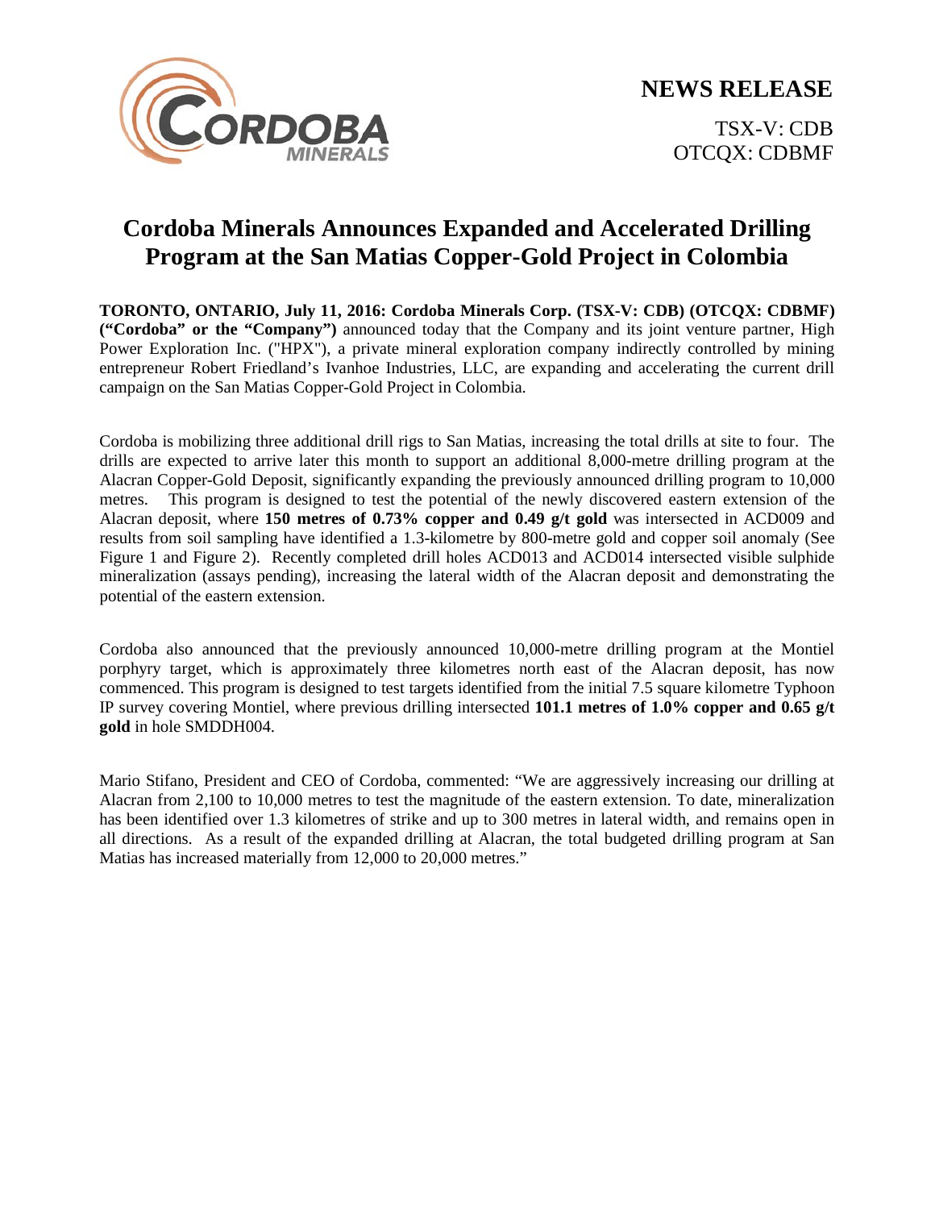**NEWS RELEASE**

TSX-V: CDB
OTCQX: CDBMF

# Cordoba Minerals Announces Expanded and Accelerated Drilling Program at the San Matias Copper-Gold Project in Colombia

**TORONTO, ONTARIO, July 11, 2016: Cordoba Minerals Corp. (TSX-V: CDB) (OTCQX: CDBMF) ("Cordoba" or the "Company")** announced today that the Company and its joint venture partner, High Power Exploration Inc. ("HPX"), a private mineral exploration company indirectly controlled by mining entrepreneur Robert Friedland's Ivanhoe Industries, LLC, are expanding and accelerating the current drill campaign on the San Matias Copper-Gold Project in Colombia.

Cordoba is mobilizing three additional drill rigs to San Matias, increasing the total drills at site to four. The drills are expected to arrive later this month to support an additional 8,000-metre drilling program at the Alacran Copper-Gold Deposit, significantly expanding the previously announced drilling program to 10,000 metres. This program is designed to test the potential of the newly discovered eastern extension of the Alacran deposit, where **150 metres of 0.73% copper and 0.49 g/t gold** was intersected in ACD009 and results from soil sampling have identified a 1.3-kilometre by 800-metre gold and copper soil anomaly (See Figure 1 and Figure 2). Recently completed drill holes ACD013 and ACD014 intersected visible sulphide mineralization (assays pending), increasing the lateral width of the Alacran deposit and demonstrating the potential of the eastern extension.

Cordoba also announced that the previously announced 10,000-metre drilling program at the Montiel porphyry target, which is approximately three kilometres north east of the Alacran deposit, has now commenced. This program is designed to test targets identified from the initial 7.5 square kilometre Typhoon IP survey covering Montiel, where previous drilling intersected **101.1 metres of 1.0% copper and 0.65 g/t gold** in hole SMDDH004.

Mario Stifano, President and CEO of Cordoba, commented: "We are aggressively increasing our drilling at Alacran from 2,100 to 10,000 metres to test the magnitude of the eastern extension. To date, mineralization has been identified over 1.3 kilometres of strike and up to 300 metres in lateral width, and remains open in all directions. As a result of the expanded drilling at Alacran, the total budgeted drilling program at San Matias has increased materially from 12,000 to 20,000 metres."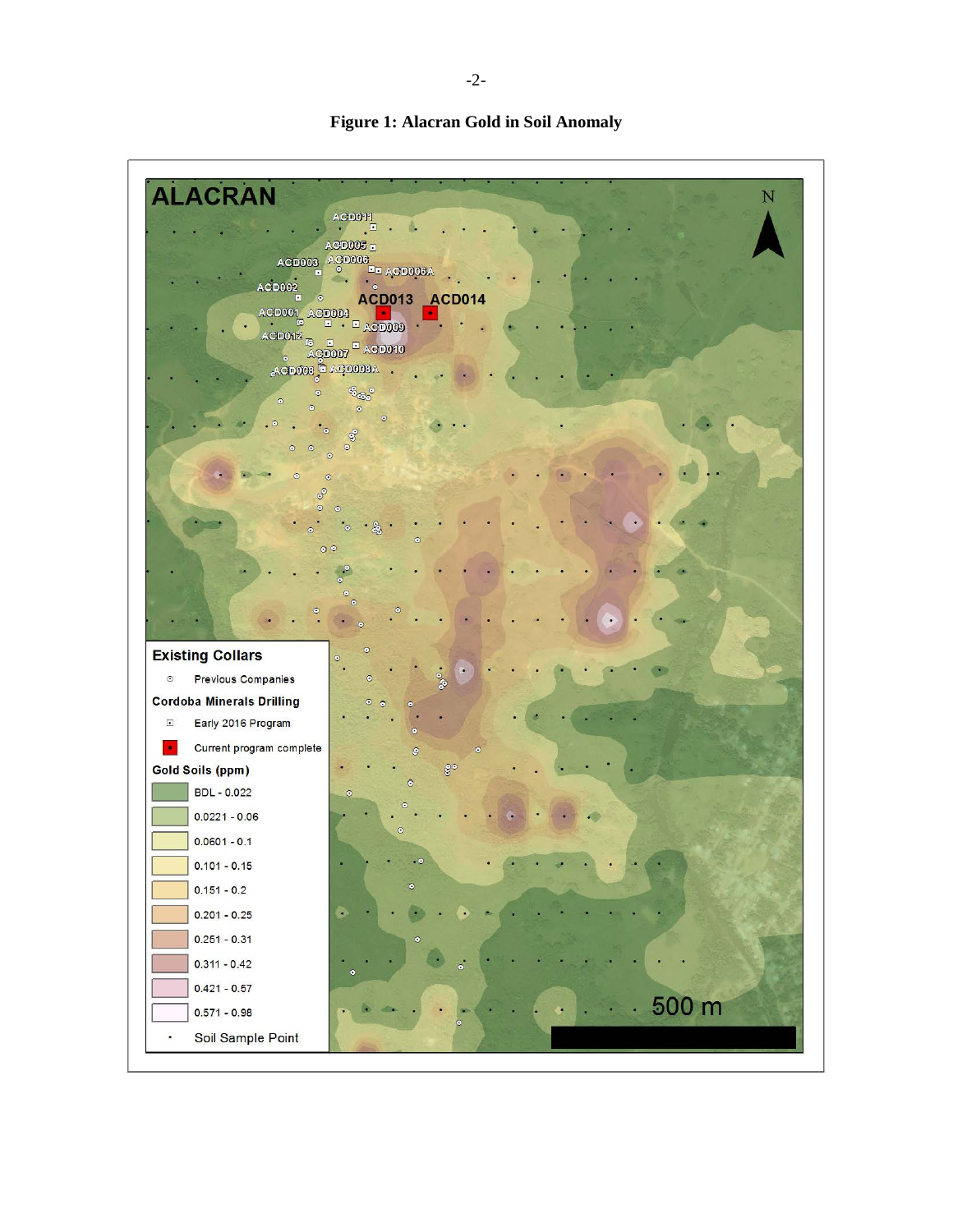**Figure 1: Alacran Gold in Soil Anomaly**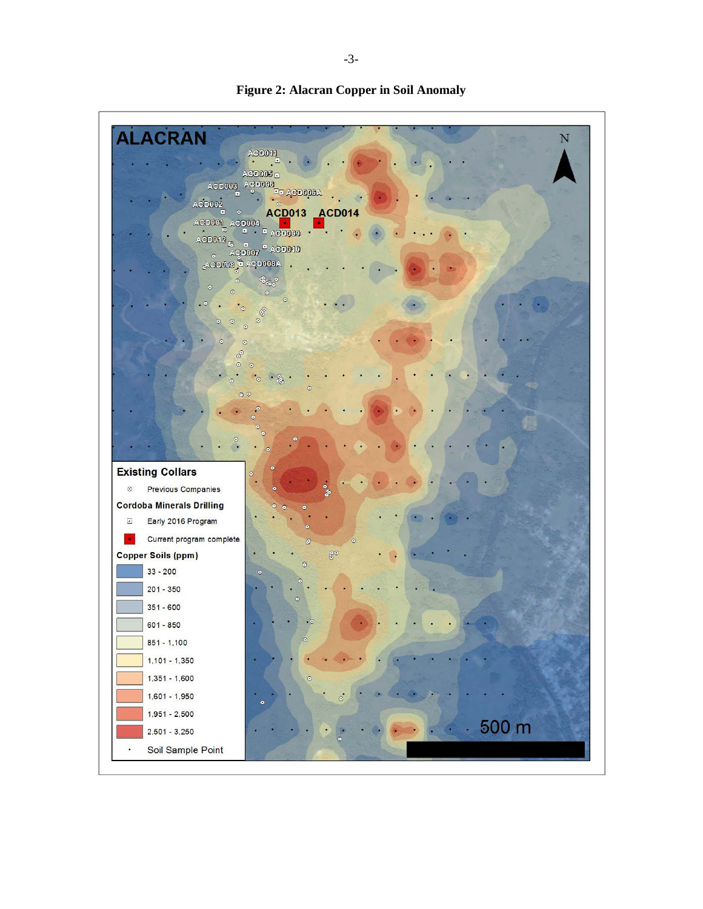**Figure 2: Alacran Copper in Soil Anomaly**

ALACRAN

ACD011, ACD005, ACD003, ACD006, ACD006A, ACD002, ACD013, ACD014, ACD001, ACD004, ACD009, ACD012, ACD007, ACD010, ACD008, ACD008A

**Existing Collars**

- Previous Companies

**Cordoba Minerals Drilling**

- Early 2016 Program
- Current program complete

**Copper Soils (ppm)**

- 33 - 200
- 201 - 350
- 351 - 600
- 601 - 850
- 851 - 1,100
- 1,101 - 1,350
- 1,351 - 1,600
- 1,601 - 1,950
- 1,951 - 2,500
- 2,501 - 3,250

- Soil Sample Point

500 m

N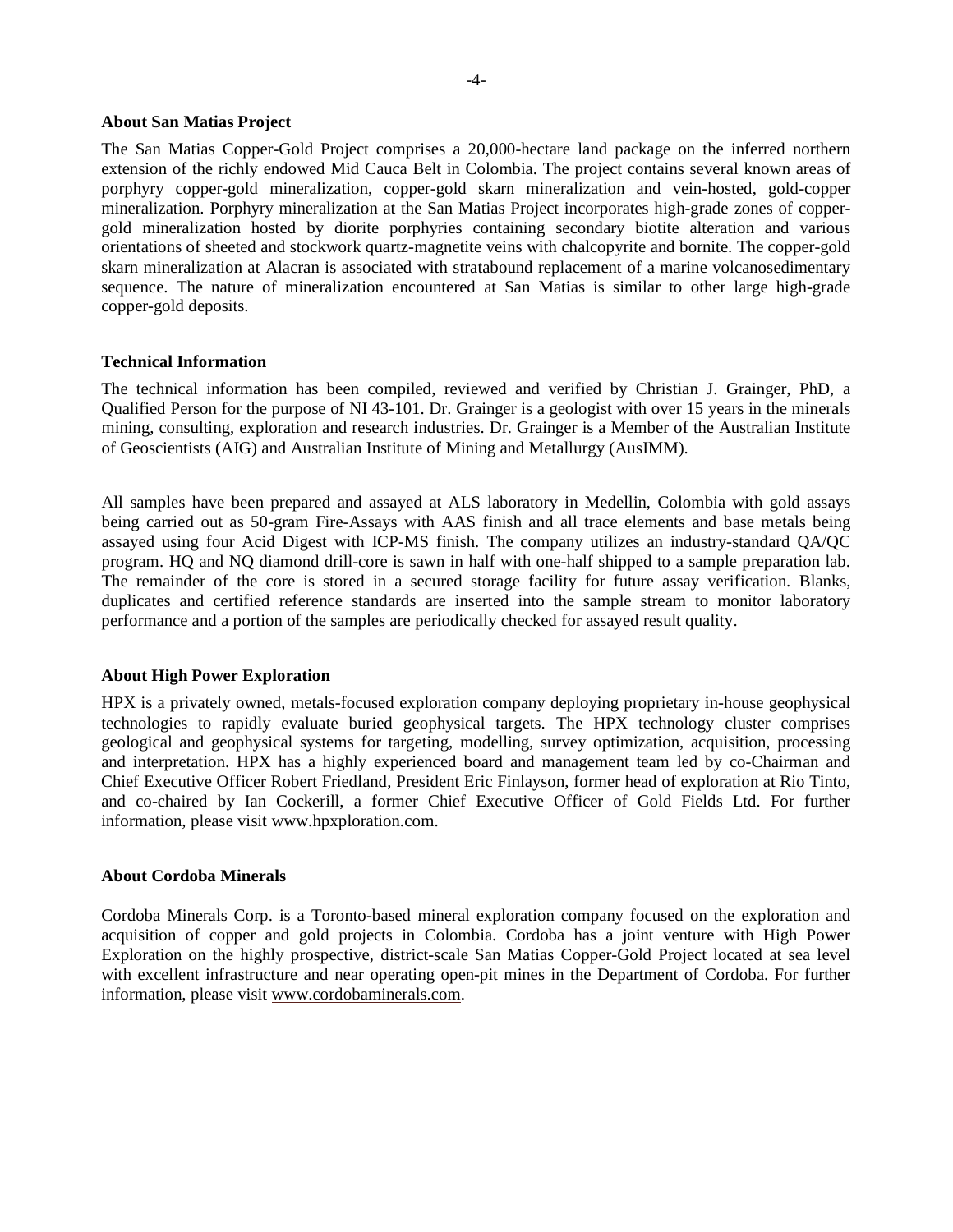### About San Matias Project

The San Matias Copper-Gold Project comprises a 20,000-hectare land package on the inferred northern extension of the richly endowed Mid Cauca Belt in Colombia. The project contains several known areas of porphyry copper-gold mineralization, copper-gold skarn mineralization and vein-hosted, gold-copper mineralization. Porphyry mineralization at the San Matias Project incorporates high-grade zones of copper-gold mineralization hosted by diorite porphyries containing secondary biotite alteration and various orientations of sheeted and stockwork quartz-magnetite veins with chalcopyrite and bornite. The copper-gold skarn mineralization at Alacran is associated with stratabound replacement of a marine volcanosedimentary sequence. The nature of mineralization encountered at San Matias is similar to other large high-grade copper-gold deposits.

### Technical Information

The technical information has been compiled, reviewed and verified by Christian J. Grainger, PhD, a Qualified Person for the purpose of NI 43-101. Dr. Grainger is a geologist with over 15 years in the minerals mining, consulting, exploration and research industries. Dr. Grainger is a Member of the Australian Institute of Geoscientists (AIG) and Australian Institute of Mining and Metallurgy (AusIMM).

All samples have been prepared and assayed at ALS laboratory in Medellin, Colombia with gold assays being carried out as 50-gram Fire-Assays with AAS finish and all trace elements and base metals being assayed using four Acid Digest with ICP-MS finish. The company utilizes an industry-standard QA/QC program. HQ and NQ diamond drill-core is sawn in half with one-half shipped to a sample preparation lab. The remainder of the core is stored in a secured storage facility for future assay verification. Blanks, duplicates and certified reference standards are inserted into the sample stream to monitor laboratory performance and a portion of the samples are periodically checked for assayed result quality.

### About High Power Exploration

HPX is a privately owned, metals-focused exploration company deploying proprietary in-house geophysical technologies to rapidly evaluate buried geophysical targets. The HPX technology cluster comprises geological and geophysical systems for targeting, modelling, survey optimization, acquisition, processing and interpretation. HPX has a highly experienced board and management team led by co-Chairman and Chief Executive Officer Robert Friedland, President Eric Finlayson, former head of exploration at Rio Tinto, and co-chaired by Ian Cockerill, a former Chief Executive Officer of Gold Fields Ltd. For further information, please visit www.hpxploration.com.

### About Cordoba Minerals

Cordoba Minerals Corp. is a Toronto-based mineral exploration company focused on the exploration and acquisition of copper and gold projects in Colombia. Cordoba has a joint venture with High Power Exploration on the highly prospective, district-scale San Matias Copper-Gold Project located at sea level with excellent infrastructure and near operating open-pit mines in the Department of Cordoba. For further information, please visit www.cordobaminerals.com.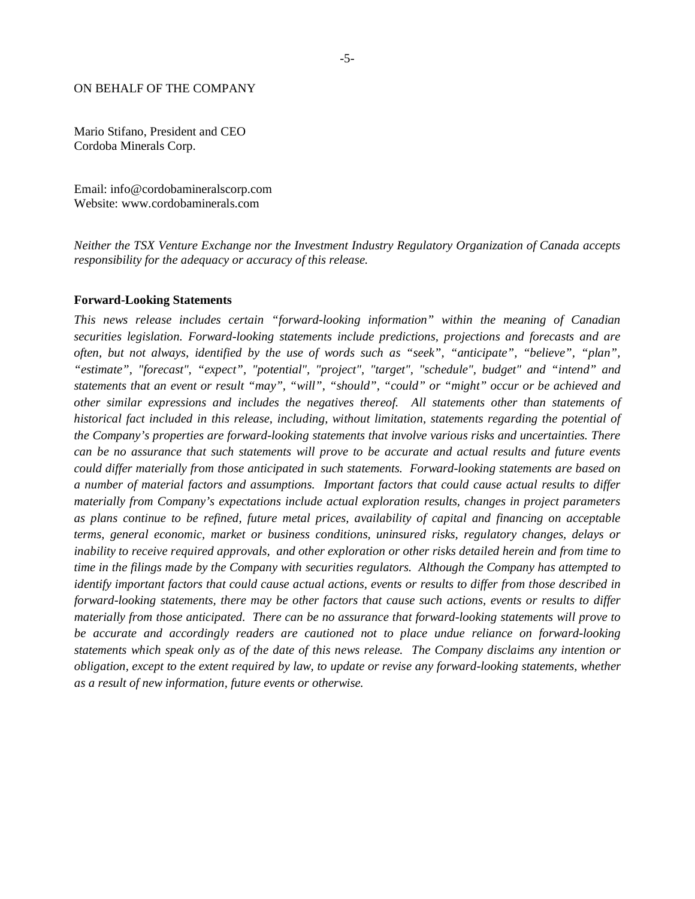ON BEHALF OF THE COMPANY

Mario Stifano, President and CEO
Cordoba Minerals Corp.

Email: info@cordobamineralscorp.com
Website: www.cordobaminerals.com

*Neither the TSX Venture Exchange nor the Investment Industry Regulatory Organization of Canada accepts responsibility for the adequacy or accuracy of this release.*

**Forward-Looking Statements**

*This news release includes certain "forward-looking information" within the meaning of Canadian securities legislation. Forward-looking statements include predictions, projections and forecasts and are often, but not always, identified by the use of words such as "seek", "anticipate", "believe", "plan", "estimate", "forecast", "expect", "potential", "project", "target", "schedule", budget" and "intend" and statements that an event or result "may", "will", "should", "could" or "might" occur or be achieved and other similar expressions and includes the negatives thereof. All statements other than statements of historical fact included in this release, including, without limitation, statements regarding the potential of the Company's properties are forward-looking statements that involve various risks and uncertainties. There can be no assurance that such statements will prove to be accurate and actual results and future events could differ materially from those anticipated in such statements. Forward-looking statements are based on a number of material factors and assumptions. Important factors that could cause actual results to differ materially from Company's expectations include actual exploration results, changes in project parameters as plans continue to be refined, future metal prices, availability of capital and financing on acceptable terms, general economic, market or business conditions, uninsured risks, regulatory changes, delays or inability to receive required approvals, and other exploration or other risks detailed herein and from time to time in the filings made by the Company with securities regulators. Although the Company has attempted to identify important factors that could cause actual actions, events or results to differ from those described in forward-looking statements, there may be other factors that cause such actions, events or results to differ materially from those anticipated. There can be no assurance that forward-looking statements will prove to be accurate and accordingly readers are cautioned not to place undue reliance on forward-looking statements which speak only as of the date of this news release. The Company disclaims any intention or obligation, except to the extent required by law, to update or revise any forward-looking statements, whether as a result of new information, future events or otherwise.*